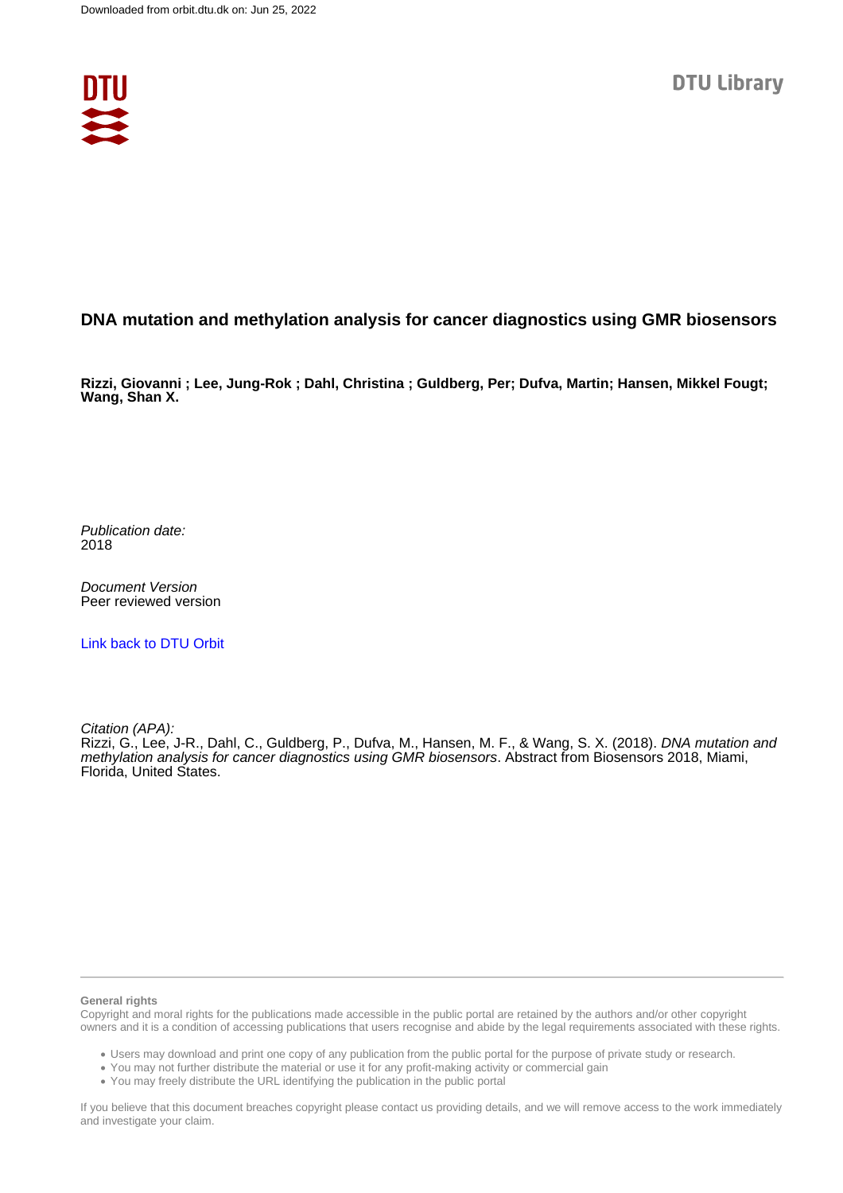Downloaded from orbit.dtu.dk on: Jun 25, 2022

DTU Library

# DNA mutation and methylation analysis for cancer diagnostics using GMR biosensors

**Rizzi, Giovanni ; Lee, Jung-Rok ; Dahl, Christina ; Guldberg, Per; Dufva, Martin; Hansen, Mikkel Fougt; Wang, Shan X.**

*Publication date:*
2018

*Document Version*
Peer reviewed version

[Link back to DTU Orbit]

*Citation (APA):*
Rizzi, G., Lee, J-R., Dahl, C., Guldberg, P., Dufva, M., Hansen, M. F., & Wang, S. X. (2018). *DNA mutation and methylation analysis for cancer diagnostics using GMR biosensors*. Abstract from Biosensors 2018, Miami, Florida, United States.

**General rights**

Copyright and moral rights for the publications made accessible in the public portal are retained by the authors and/or other copyright owners and it is a condition of accessing publications that users recognise and abide by the legal requirements associated with these rights.

- Users may download and print one copy of any publication from the public portal for the purpose of private study or research.
- You may not further distribute the material or use it for any profit-making activity or commercial gain
- You may freely distribute the URL identifying the publication in the public portal

If you believe that this document breaches copyright please contact us providing details, and we will remove access to the work immediately and investigate your claim.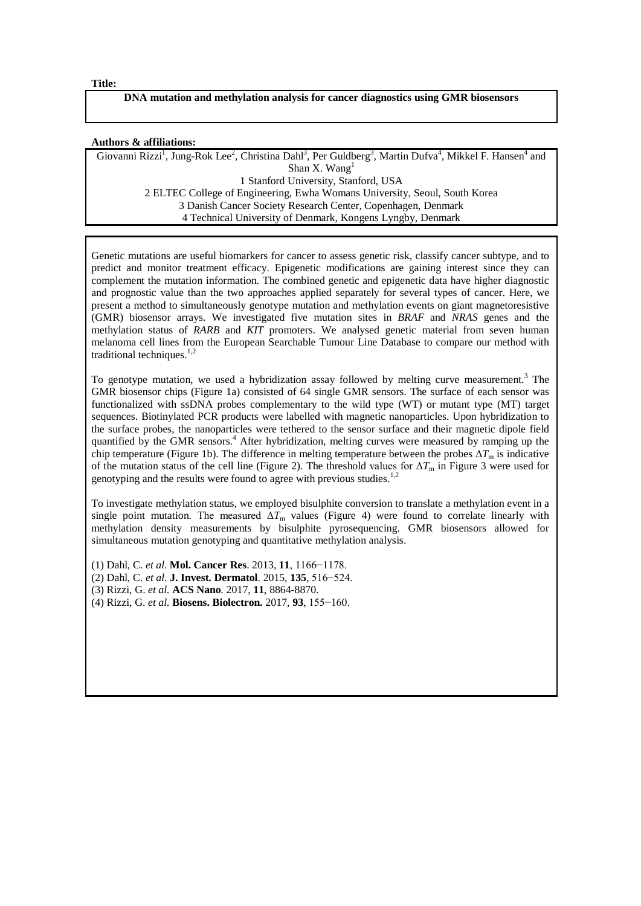**Title:**

**DNA mutation and methylation analysis for cancer diagnostics using GMR biosensors**

**Authors & affiliations:**

Giovanni Rizzi[1], Jung-Rok Lee[2], Christina Dahl[3], Per Guldberg[3], Martin Dufva[4], Mikkel F. Hansen[4] and Shan X. Wang[1]

1 Stanford University, Stanford, USA

2 ELTEC College of Engineering, Ewha Womans University, Seoul, South Korea

3 Danish Cancer Society Research Center, Copenhagen, Denmark

4 Technical University of Denmark, Kongens Lyngby, Denmark

Genetic mutations are useful biomarkers for cancer to assess genetic risk, classify cancer subtype, and to predict and monitor treatment efficacy. Epigenetic modifications are gaining interest since they can complement the mutation information. The combined genetic and epigenetic data have higher diagnostic and prognostic value than the two approaches applied separately for several types of cancer. Here, we present a method to simultaneously genotype mutation and methylation events on giant magnetoresistive (GMR) biosensor arrays. We investigated five mutation sites in *BRAF* and *NRAS* genes and the methylation status of *RARB* and *KIT* promoters. We analysed genetic material from seven human melanoma cell lines from the European Searchable Tumour Line Database to compare our method with traditional techniques.[1,2]

To genotype mutation, we used a hybridization assay followed by melting curve measurement.[3] The GMR biosensor chips (Figure 1a) consisted of 64 single GMR sensors. The surface of each sensor was functionalized with ssDNA probes complementary to the wild type (WT) or mutant type (MT) target sequences. Biotinylated PCR products were labelled with magnetic nanoparticles. Upon hybridization to the surface probes, the nanoparticles were tethered to the sensor surface and their magnetic dipole field quantified by the GMR sensors.[4] After hybridization, melting curves were measured by ramping up the chip temperature (Figure 1b). The difference in melting temperature between the probes $\Delta T_m$ is indicative of the mutation status of the cell line (Figure 2). The threshold values for $\Delta T_m$ in Figure 3 were used for genotyping and the results were found to agree with previous studies.[1,2]

To investigate methylation status, we employed bisulphite conversion to translate a methylation event in a single point mutation. The measured $\Delta T_m$ values (Figure 4) were found to correlate linearly with methylation density measurements by bisulphite pyrosequencing. GMR biosensors allowed for simultaneous mutation genotyping and quantitative methylation analysis.

(1) Dahl, C. *et al.* **Mol. Cancer Res**. 2013, **11**, 1166−1178.
(2) Dahl, C. *et al.* **J. Invest. Dermatol**. 2015, **135**, 516−524.
(3) Rizzi, G. *et al.* **ACS Nano**. 2017, **11**, 8864-8870.
(4) Rizzi, G. *et al.* **Biosens. Biolectron.** 2017, **93**, 155−160.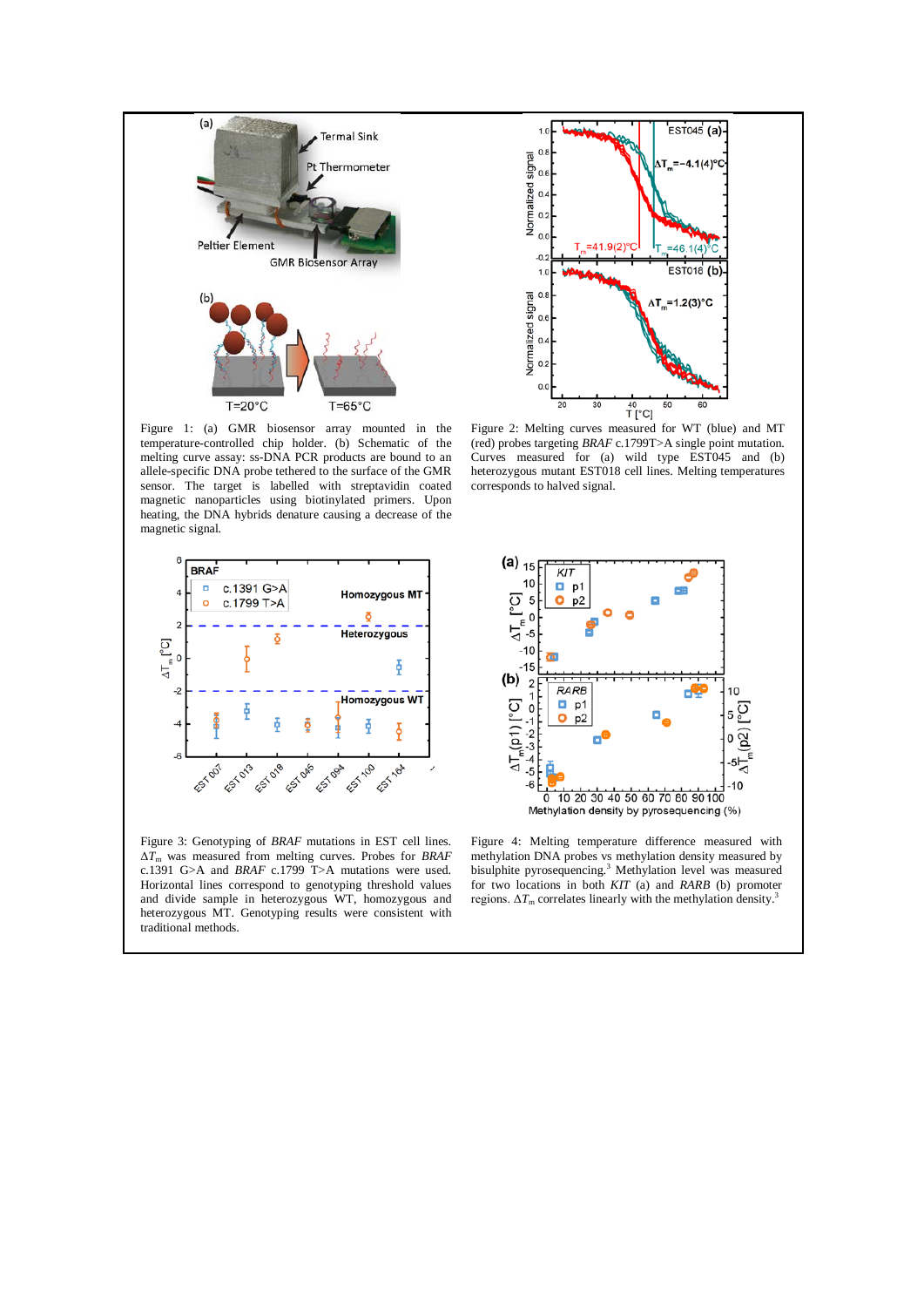(a)

Termal Sink

Pt Thermometer

Peltier Element

GMR Biosensor Array

(b)

T=20°C

T=65°C

Figure 1: (a) GMR biosensor array mounted in the temperature-controlled chip holder. (b) Schematic of the melting curve assay: ss-DNA PCR products are bound to an allele-specific DNA probe tethered to the surface of the GMR sensor. The target is labelled with streptavidin coated magnetic nanoparticles using biotinylated primers. Upon heating, the DNA hybrids denature causing a decrease of the magnetic signal.

EST045 (a)

$\Delta T_m$=-4.1(4)°C

$T_m$=41.9(2)°C

$T_m$=46.1(4)°C

EST018 (b)

$\Delta T_m$=1.2(3)°C

Normalized signal

T [°C]

Figure 2: Melting curves measured for WT (blue) and MT (red) probes targeting *BRAF* c.1799T>A single point mutation. Curves measured for (a) wild type EST045 and (b) heterozygous mutant EST018 cell lines. Melting temperatures corresponds to halved signal.

BRAF

c.1391 G>A

c.1799 T>A

Homozygous MT

Heterozygous

Homozygous WT

$\Delta T_m$ [°C]

EST 007, EST 013, EST 018, EST 045, EST 094, EST 100, EST 164

Figure 3: Genotyping of *BRAF* mutations in EST cell lines. $\Delta T_m$ was measured from melting curves. Probes for *BRAF* c.1391 G>A and *BRAF* c.1799 T>A mutations were used. Horizontal lines correspond to genotyping threshold values and divide sample in heterozygous WT, homozygous and heterozygous MT. Genotyping results were consistent with traditional methods.

(a) KIT

p1

p2

$\Delta T_m$ [°C]

(b) RARB

p1

p2

$\Delta T_m$(p1) [°C]

$\Delta T_m$(p2) [°C]

Methylation density by pyrosequencing (%)

Figure 4: Melting temperature difference measured with methylation DNA probes vs methylation density measured by bisulphite pyrosequencing.[3] Methylation level was measured for two locations in both *KIT* (a) and *RARB* (b) promoter regions. $\Delta T_m$ correlates linearly with the methylation density.[3]